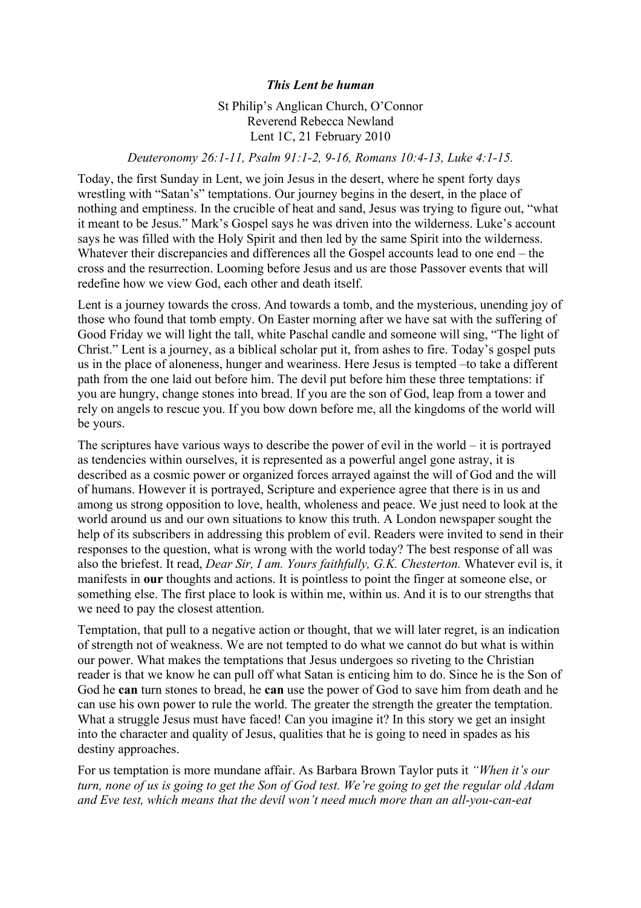***This Lent be human***

St Philip's Anglican Church, O'Connor
Reverend Rebecca Newland
Lent 1C, 21 February 2010

*Deuteronomy 26:1-11, Psalm 91:1-2, 9-16, Romans 10:4-13, Luke 4:1-15.*

Today, the first Sunday in Lent, we join Jesus in the desert, where he spent forty days wrestling with "Satan's" temptations. Our journey begins in the desert, in the place of nothing and emptiness. In the crucible of heat and sand, Jesus was trying to figure out, "what it meant to be Jesus." Mark's Gospel says he was driven into the wilderness. Luke's account says he was filled with the Holy Spirit and then led by the same Spirit into the wilderness. Whatever their discrepancies and differences all the Gospel accounts lead to one end – the cross and the resurrection. Looming before Jesus and us are those Passover events that will redefine how we view God, each other and death itself.

Lent is a journey towards the cross. And towards a tomb, and the mysterious, unending joy of those who found that tomb empty. On Easter morning after we have sat with the suffering of Good Friday we will light the tall, white Paschal candle and someone will sing, "The light of Christ." Lent is a journey, as a biblical scholar put it, from ashes to fire. Today's gospel puts us in the place of aloneness, hunger and weariness. Here Jesus is tempted –to take a different path from the one laid out before him. The devil put before him these three temptations: if you are hungry, change stones into bread. If you are the son of God, leap from a tower and rely on angels to rescue you. If you bow down before me, all the kingdoms of the world will be yours.

The scriptures have various ways to describe the power of evil in the world – it is portrayed as tendencies within ourselves, it is represented as a powerful angel gone astray, it is described as a cosmic power or organized forces arrayed against the will of God and the will of humans. However it is portrayed, Scripture and experience agree that there is in us and among us strong opposition to love, health, wholeness and peace. We just need to look at the world around us and our own situations to know this truth. A London newspaper sought the help of its subscribers in addressing this problem of evil. Readers were invited to send in their responses to the question, what is wrong with the world today? The best response of all was also the briefest. It read, *Dear Sir, I am. Yours faithfully, G.K. Chesterton.* Whatever evil is, it manifests in **our** thoughts and actions. It is pointless to point the finger at someone else, or something else. The first place to look is within me, within us. And it is to our strengths that we need to pay the closest attention.

Temptation, that pull to a negative action or thought, that we will later regret, is an indication of strength not of weakness. We are not tempted to do what we cannot do but what is within our power. What makes the temptations that Jesus undergoes so riveting to the Christian reader is that we know he can pull off what Satan is enticing him to do. Since he is the Son of God he **can** turn stones to bread, he **can** use the power of God to save him from death and he can use his own power to rule the world. The greater the strength the greater the temptation. What a struggle Jesus must have faced! Can you imagine it? In this story we get an insight into the character and quality of Jesus, qualities that he is going to need in spades as his destiny approaches.

For us temptation is more mundane affair. As Barbara Brown Taylor puts it *"When it's our turn, none of us is going to get the Son of God test. We're going to get the regular old Adam and Eve test, which means that the devil won't need much more than an all-you-can-eat*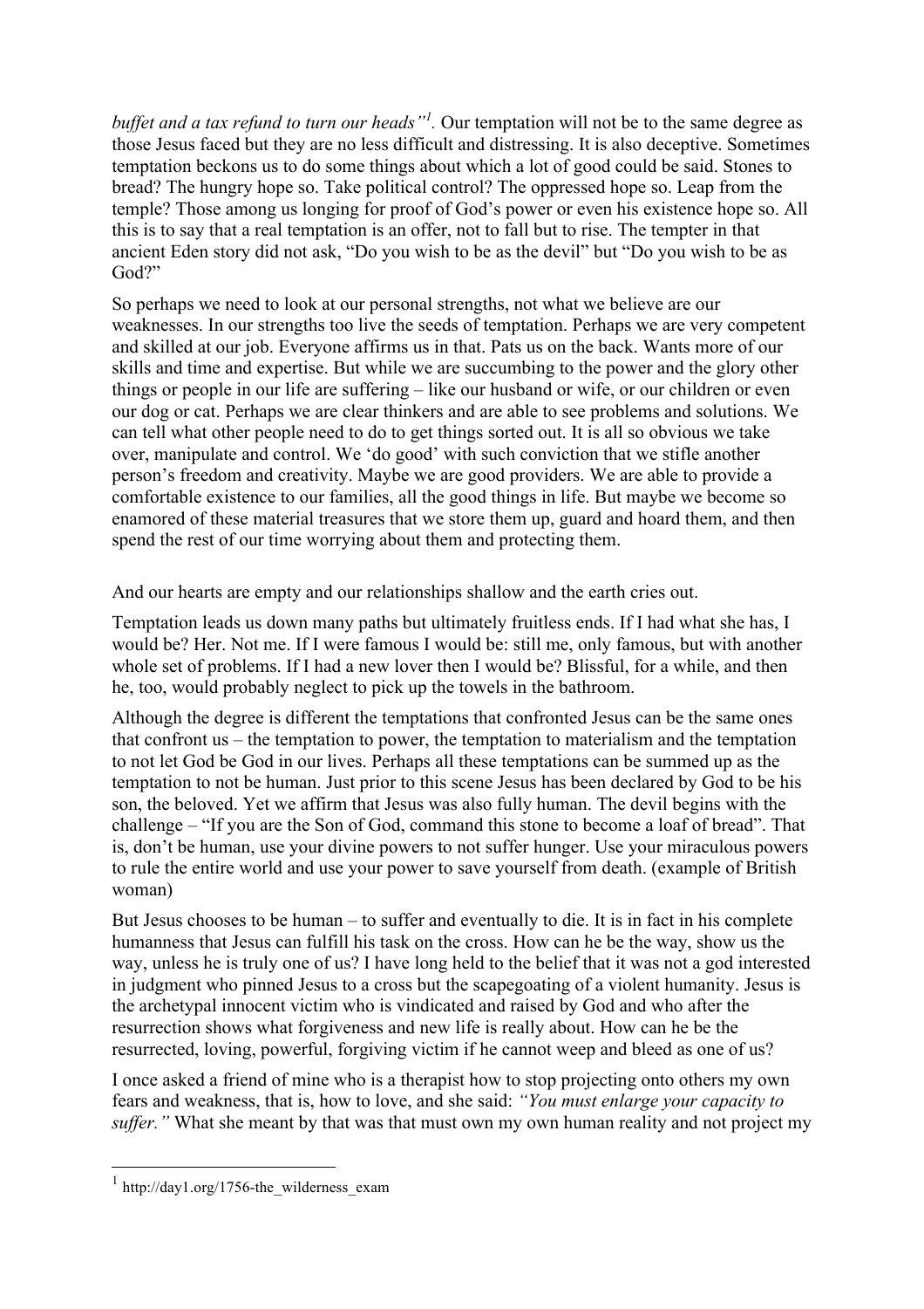*buffet and a tax refund to turn our heads"*[1]. Our temptation will not be to the same degree as those Jesus faced but they are no less difficult and distressing. It is also deceptive. Sometimes temptation beckons us to do some things about which a lot of good could be said. Stones to bread? The hungry hope so. Take political control? The oppressed hope so. Leap from the temple? Those among us longing for proof of God's power or even his existence hope so. All this is to say that a real temptation is an offer, not to fall but to rise. The tempter in that ancient Eden story did not ask, "Do you wish to be as the devil" but "Do you wish to be as God?"

So perhaps we need to look at our personal strengths, not what we believe are our weaknesses. In our strengths too live the seeds of temptation. Perhaps we are very competent and skilled at our job. Everyone affirms us in that. Pats us on the back. Wants more of our skills and time and expertise. But while we are succumbing to the power and the glory other things or people in our life are suffering – like our husband or wife, or our children or even our dog or cat. Perhaps we are clear thinkers and are able to see problems and solutions. We can tell what other people need to do to get things sorted out. It is all so obvious we take over, manipulate and control. We 'do good' with such conviction that we stifle another person's freedom and creativity. Maybe we are good providers. We are able to provide a comfortable existence to our families, all the good things in life. But maybe we become so enamored of these material treasures that we store them up, guard and hoard them, and then spend the rest of our time worrying about them and protecting them.

And our hearts are empty and our relationships shallow and the earth cries out.

Temptation leads us down many paths but ultimately fruitless ends. If I had what she has, I would be? Her. Not me. If I were famous I would be: still me, only famous, but with another whole set of problems. If I had a new lover then I would be? Blissful, for a while, and then he, too, would probably neglect to pick up the towels in the bathroom.

Although the degree is different the temptations that confronted Jesus can be the same ones that confront us – the temptation to power, the temptation to materialism and the temptation to not let God be God in our lives. Perhaps all these temptations can be summed up as the temptation to not be human. Just prior to this scene Jesus has been declared by God to be his son, the beloved. Yet we affirm that Jesus was also fully human. The devil begins with the challenge – "If you are the Son of God, command this stone to become a loaf of bread". That is, don't be human, use your divine powers to not suffer hunger. Use your miraculous powers to rule the entire world and use your power to save yourself from death. (example of British woman)

But Jesus chooses to be human – to suffer and eventually to die. It is in fact in his complete humanness that Jesus can fulfill his task on the cross. How can he be the way, show us the way, unless he is truly one of us? I have long held to the belief that it was not a god interested in judgment who pinned Jesus to a cross but the scapegoating of a violent humanity. Jesus is the archetypal innocent victim who is vindicated and raised by God and who after the resurrection shows what forgiveness and new life is really about. How can he be the resurrected, loving, powerful, forgiving victim if he cannot weep and bleed as one of us?

I once asked a friend of mine who is a therapist how to stop projecting onto others my own fears and weakness, that is, how to love, and she said: *"You must enlarge your capacity to suffer."* What she meant by that was that must own my own human reality and not project my

---

[1] http://day1.org/1756-the_wilderness_exam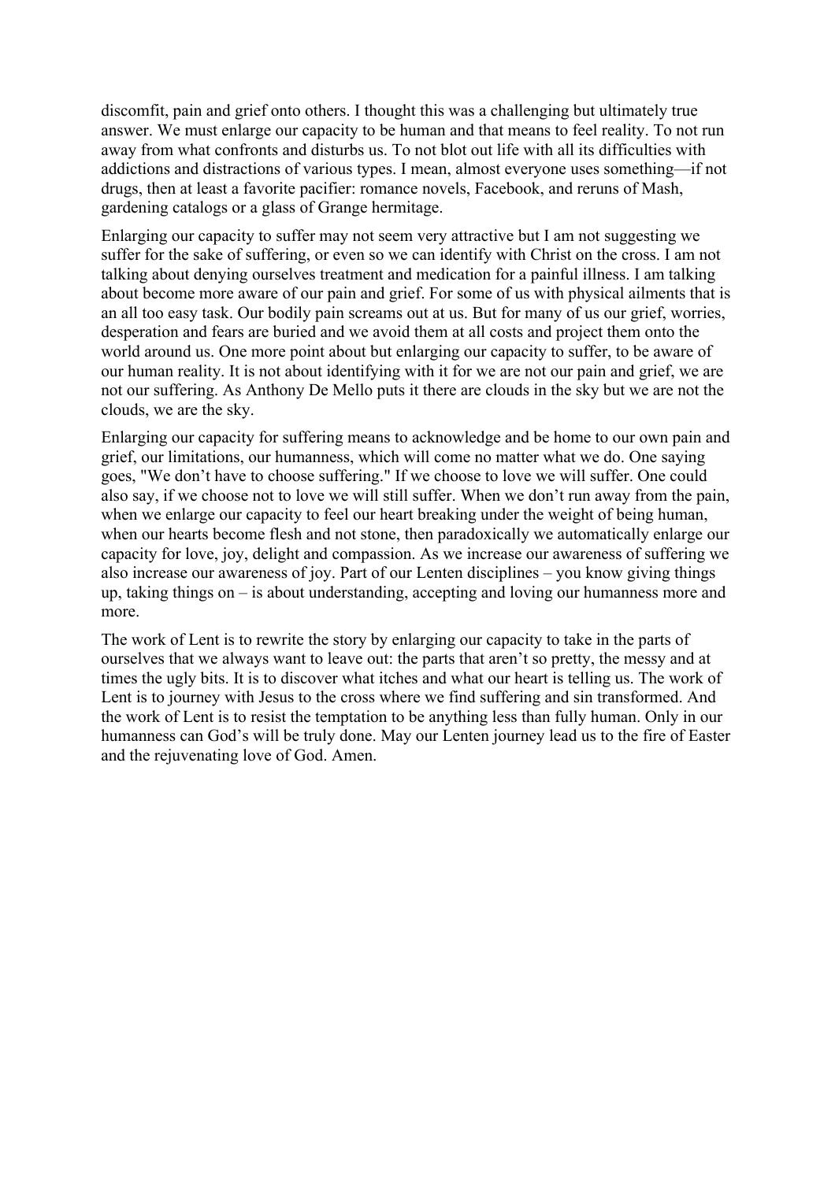discomfit, pain and grief onto others. I thought this was a challenging but ultimately true answer. We must enlarge our capacity to be human and that means to feel reality. To not run away from what confronts and disturbs us. To not blot out life with all its difficulties with addictions and distractions of various types. I mean, almost everyone uses something—if not drugs, then at least a favorite pacifier: romance novels, Facebook, and reruns of Mash, gardening catalogs or a glass of Grange hermitage.

Enlarging our capacity to suffer may not seem very attractive but I am not suggesting we suffer for the sake of suffering, or even so we can identify with Christ on the cross. I am not talking about denying ourselves treatment and medication for a painful illness. I am talking about become more aware of our pain and grief. For some of us with physical ailments that is an all too easy task. Our bodily pain screams out at us. But for many of us our grief, worries, desperation and fears are buried and we avoid them at all costs and project them onto the world around us. One more point about but enlarging our capacity to suffer, to be aware of our human reality. It is not about identifying with it for we are not our pain and grief, we are not our suffering. As Anthony De Mello puts it there are clouds in the sky but we are not the clouds, we are the sky.

Enlarging our capacity for suffering means to acknowledge and be home to our own pain and grief, our limitations, our humanness, which will come no matter what we do. One saying goes, "We don't have to choose suffering." If we choose to love we will suffer. One could also say, if we choose not to love we will still suffer. When we don't run away from the pain, when we enlarge our capacity to feel our heart breaking under the weight of being human, when our hearts become flesh and not stone, then paradoxically we automatically enlarge our capacity for love, joy, delight and compassion. As we increase our awareness of suffering we also increase our awareness of joy. Part of our Lenten disciplines – you know giving things up, taking things on – is about understanding, accepting and loving our humanness more and more.

The work of Lent is to rewrite the story by enlarging our capacity to take in the parts of ourselves that we always want to leave out: the parts that aren't so pretty, the messy and at times the ugly bits. It is to discover what itches and what our heart is telling us. The work of Lent is to journey with Jesus to the cross where we find suffering and sin transformed. And the work of Lent is to resist the temptation to be anything less than fully human. Only in our humanness can God's will be truly done. May our Lenten journey lead us to the fire of Easter and the rejuvenating love of God. Amen.